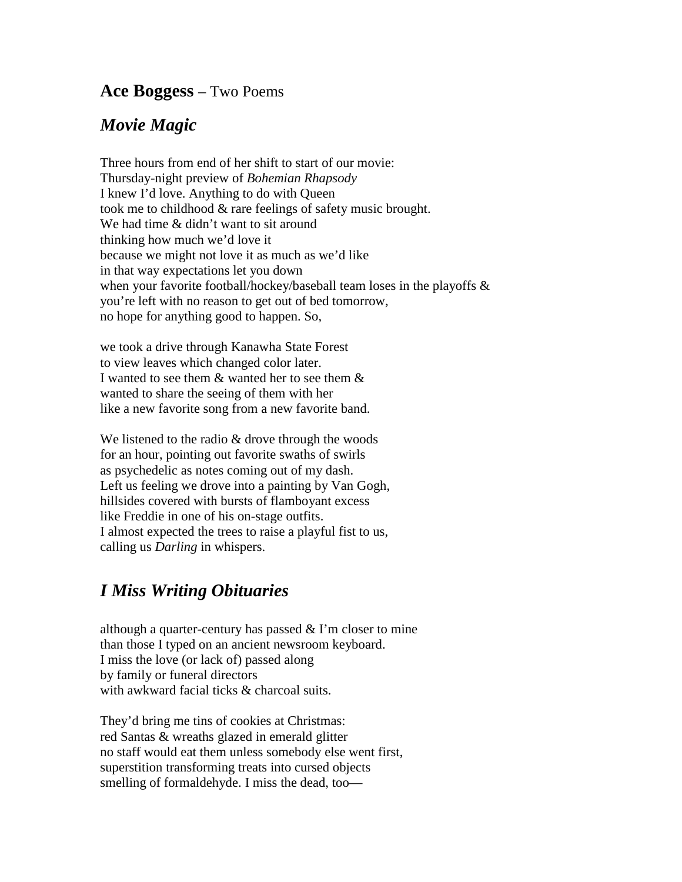## **Ace Boggess** – Two Poems

## ***Movie Magic***

Three hours from end of her shift to start of our movie:  
Thursday-night preview of *Bohemian Rhapsody*  
I knew I'd love. Anything to do with Queen  
took me to childhood & rare feelings of safety music brought.  
We had time & didn't want to sit around  
thinking how much we'd love it  
because we might not love it as much as we'd like  
in that way expectations let you down  
when your favorite football/hockey/baseball team loses in the playoffs &  
you're left with no reason to get out of bed tomorrow,  
no hope for anything good to happen. So,

we took a drive through Kanawha State Forest  
to view leaves which changed color later.  
I wanted to see them & wanted her to see them &  
wanted to share the seeing of them with her  
like a new favorite song from a new favorite band.

We listened to the radio & drove through the woods  
for an hour, pointing out favorite swaths of swirls  
as psychedelic as notes coming out of my dash.  
Left us feeling we drove into a painting by Van Gogh,  
hillsides covered with bursts of flamboyant excess  
like Freddie in one of his on-stage outfits.  
I almost expected the trees to raise a playful fist to us,  
calling us *Darling* in whispers.

## ***I Miss Writing Obituaries***

although a quarter-century has passed & I'm closer to mine  
than those I typed on an ancient newsroom keyboard.  
I miss the love (or lack of) passed along  
by family or funeral directors  
with awkward facial ticks & charcoal suits.

They'd bring me tins of cookies at Christmas:  
red Santas & wreaths glazed in emerald glitter  
no staff would eat them unless somebody else went first,  
superstition transforming treats into cursed objects  
smelling of formaldehyde. I miss the dead, too—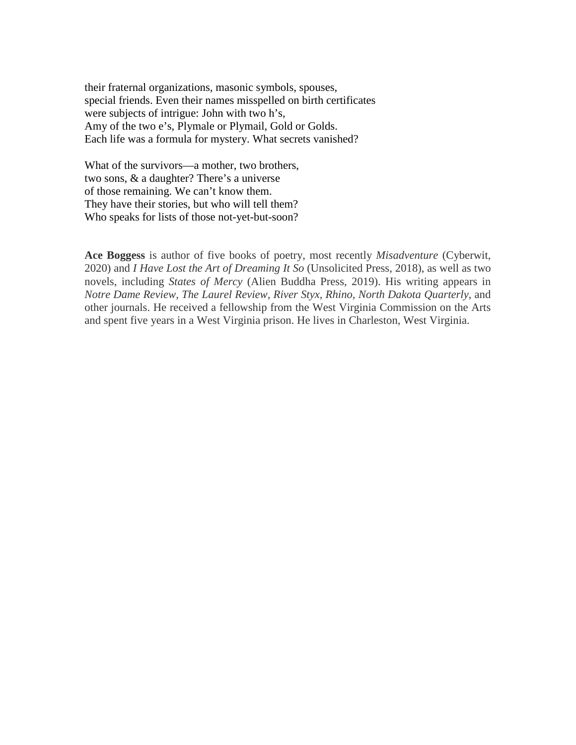their fraternal organizations, masonic symbols, spouses,
special friends. Even their names misspelled on birth certificates
were subjects of intrigue: John with two h's,
Amy of the two e's, Plymale or Plymail, Gold or Golds.
Each life was a formula for mystery. What secrets vanished?

What of the survivors—a mother, two brothers,
two sons, & a daughter? There's a universe
of those remaining. We can't know them.
They have their stories, but who will tell them?
Who speaks for lists of those not-yet-but-soon?

**Ace Boggess** is author of five books of poetry, most recently *Misadventure* (Cyberwit, 2020) and *I Have Lost the Art of Dreaming It So* (Unsolicited Press, 2018), as well as two novels, including *States of Mercy* (Alien Buddha Press, 2019). His writing appears in *Notre Dame Review*, *The Laurel Review*, *River Styx*, *Rhino*, *North Dakota Quarterly*, and other journals. He received a fellowship from the West Virginia Commission on the Arts and spent five years in a West Virginia prison. He lives in Charleston, West Virginia.